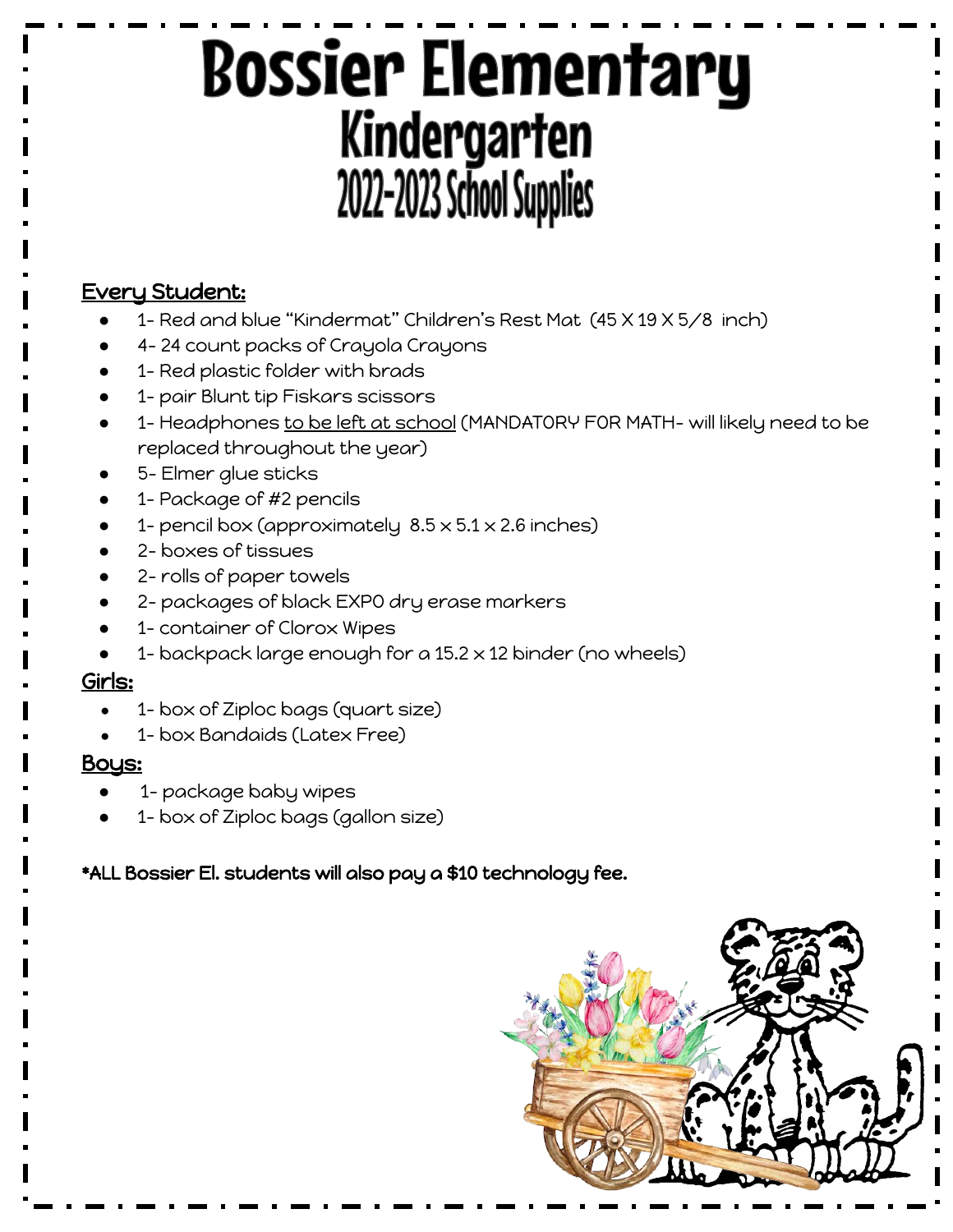# Bossier Elementary
## Kindergarten
### 2022-2023 School Supplies

**Every Student:**

- 1- Red and blue "Kindermat" Children's Rest Mat (45 X 19 X 5/8 inch)
- 4- 24 count packs of Crayola Crayons
- 1- Red plastic folder with brads
- 1- pair Blunt tip Fiskars scissors
- 1- Headphones to be left at school (MANDATORY FOR MATH- will likely need to be replaced throughout the year)
- 5- Elmer glue sticks
- 1- Package of #2 pencils
- 1- pencil box (approximately 8.5 x 5.1 x 2.6 inches)
- 2- boxes of tissues
- 2- rolls of paper towels
- 2- packages of black EXPO dry erase markers
- 1- container of Clorox Wipes
- 1- backpack large enough for a 15.2 x 12 binder (no wheels)

**Girls:**

- 1- box of Ziploc bags (quart size)
- 1- box Bandaids (Latex Free)

**Boys:**

- 1- package baby wipes
- 1- box of Ziploc bags (gallon size)

*ALL Bossier El. students will also pay a $10 technology fee.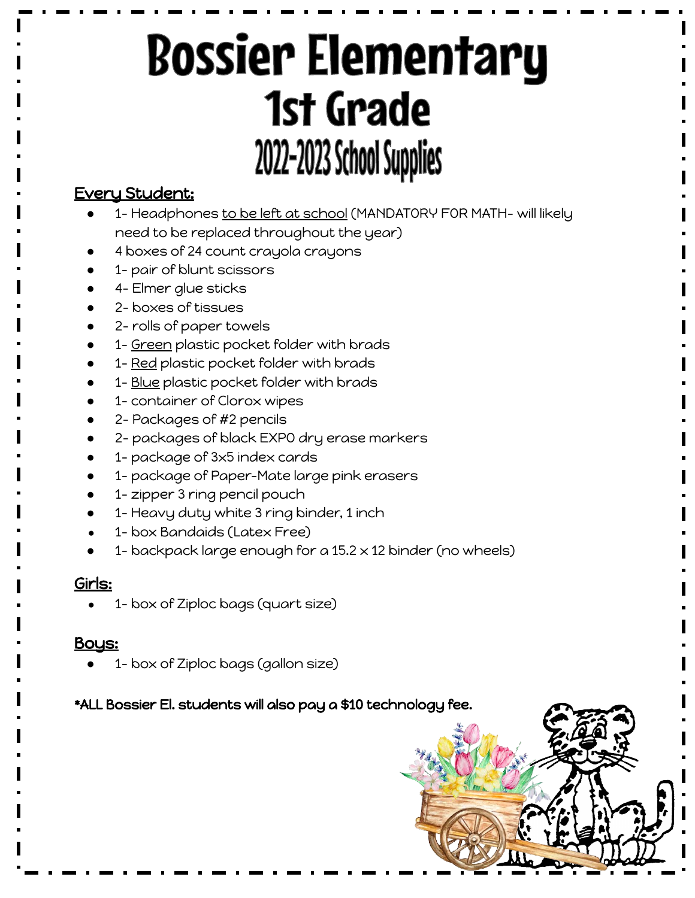# Bossier Elementary
# 1st Grade
## 2022-2023 School Supplies

**Every Student:**

- 1- Headphones to be left at school (MANDATORY FOR MATH- will likely need to be replaced throughout the year)
- 4 boxes of 24 count crayola crayons
- 1- pair of blunt scissors
- 4- Elmer glue sticks
- 2- boxes of tissues
- 2- rolls of paper towels
- 1- Green plastic pocket folder with brads
- 1- Red plastic pocket folder with brads
- 1- Blue plastic pocket folder with brads
- 1- container of Clorox wipes
- 2- Packages of #2 pencils
- 2- packages of black EXPO dry erase markers
- 1- package of 3x5 index cards
- 1- package of Paper-Mate large pink erasers
- 1- zipper 3 ring pencil pouch
- 1- Heavy duty white 3 ring binder, 1 inch
- 1- box Bandaids (Latex Free)
- 1- backpack large enough for a 15.2 x 12 binder (no wheels)

**Girls:**

- 1- box of Ziploc bags (quart size)

**Boys:**

- 1- box of Ziploc bags (gallon size)

**\*ALL Bossier El. students will also pay a $10 technology fee.**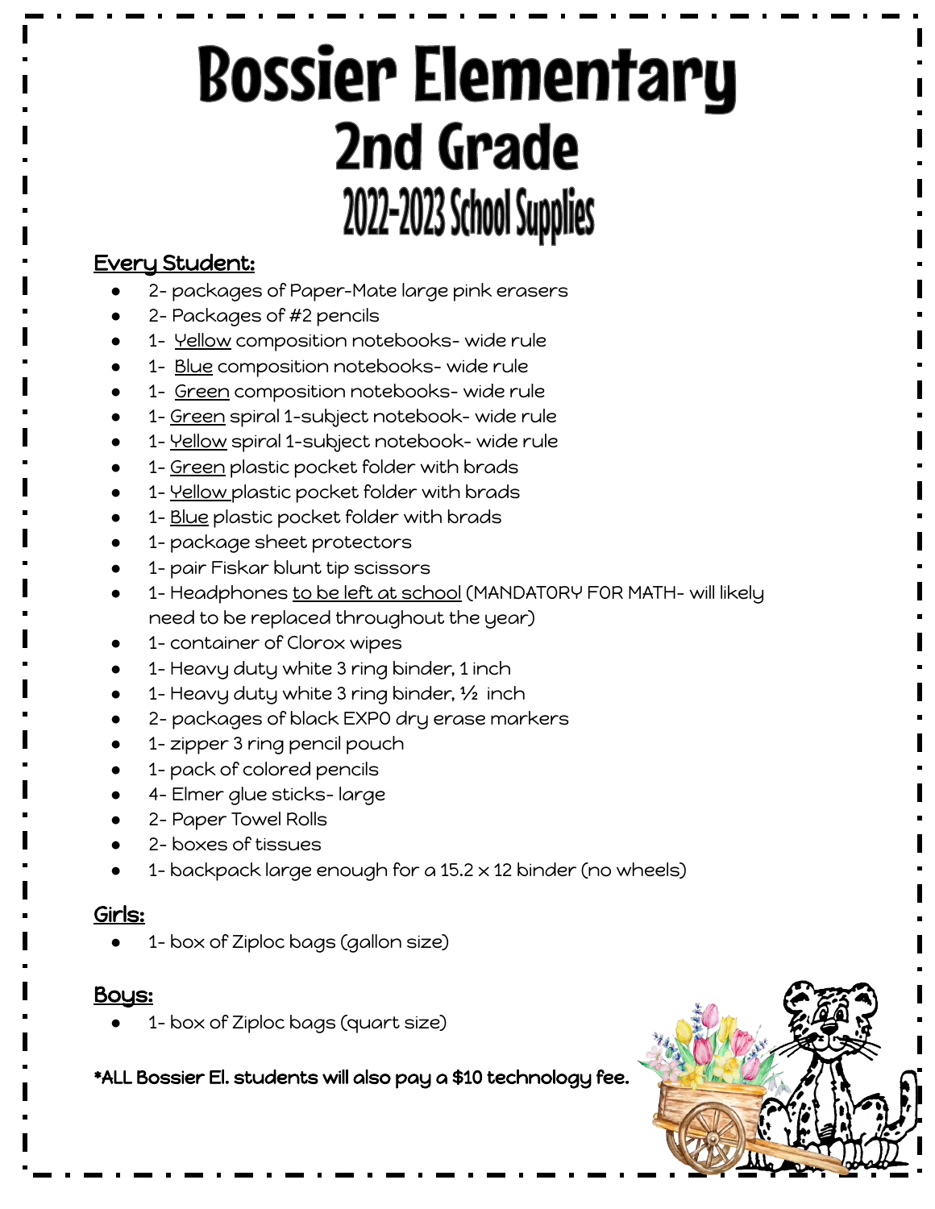# Bossier Elementary
## 2nd Grade
### 2022-2023 School Supplies

**Every Student:**

- 2- packages of Paper-Mate large pink erasers
- 2- Packages of #2 pencils
- 1- Yellow composition notebooks- wide rule
- 1- Blue composition notebooks- wide rule
- 1- Green composition notebooks- wide rule
- 1- Green spiral 1-subject notebook- wide rule
- 1- Yellow spiral 1-subject notebook- wide rule
- 1- Green plastic pocket folder with brads
- 1- Yellow plastic pocket folder with brads
- 1- Blue plastic pocket folder with brads
- 1- package sheet protectors
- 1- pair Fiskar blunt tip scissors
- 1- Headphones to be left at school (MANDATORY FOR MATH- will likely need to be replaced throughout the year)
- 1- container of Clorox wipes
- 1- Heavy duty white 3 ring binder, 1 inch
- 1- Heavy duty white 3 ring binder, ½ inch
- 2- packages of black EXPO dry erase markers
- 1- zipper 3 ring pencil pouch
- 1- pack of colored pencils
- 4- Elmer glue sticks- large
- 2- Paper Towel Rolls
- 2- boxes of tissues
- 1- backpack large enough for a 15.2 x 12 binder (no wheels)

**Girls:**

- 1- box of Ziploc bags (gallon size)

**Boys:**

- 1- box of Ziploc bags (quart size)

**\*ALL Bossier El. students will also pay a $10 technology fee.**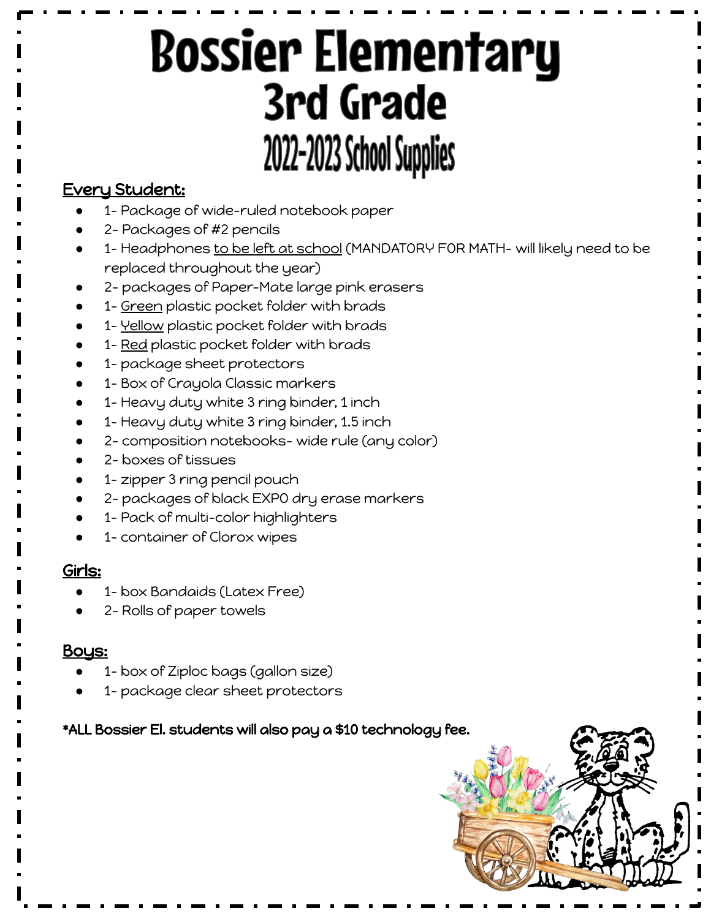# Bossier Elementary
## 3rd Grade
## 2022-2023 School Supplies

**Every Student:**

- 1- Package of wide-ruled notebook paper
- 2- Packages of #2 pencils
- 1- Headphones to be left at school (MANDATORY FOR MATH- will likely need to be replaced throughout the year)
- 2- packages of Paper-Mate large pink erasers
- 1- Green plastic pocket folder with brads
- 1- Yellow plastic pocket folder with brads
- 1- Red plastic pocket folder with brads
- 1- package sheet protectors
- 1- Box of Crayola Classic markers
- 1- Heavy duty white 3 ring binder, 1 inch
- 1- Heavy duty white 3 ring binder, 1.5 inch
- 2- composition notebooks- wide rule (any color)
- 2- boxes of tissues
- 1- zipper 3 ring pencil pouch
- 2- packages of black EXPO dry erase markers
- 1- Pack of multi-color highlighters
- 1- container of Clorox wipes

**Girls:**

- 1- box Bandaids (Latex Free)
- 2- Rolls of paper towels

**Boys:**

- 1- box of Ziploc bags (gallon size)
- 1- package clear sheet protectors

**\*ALL Bossier El. students will also pay a $10 technology fee.**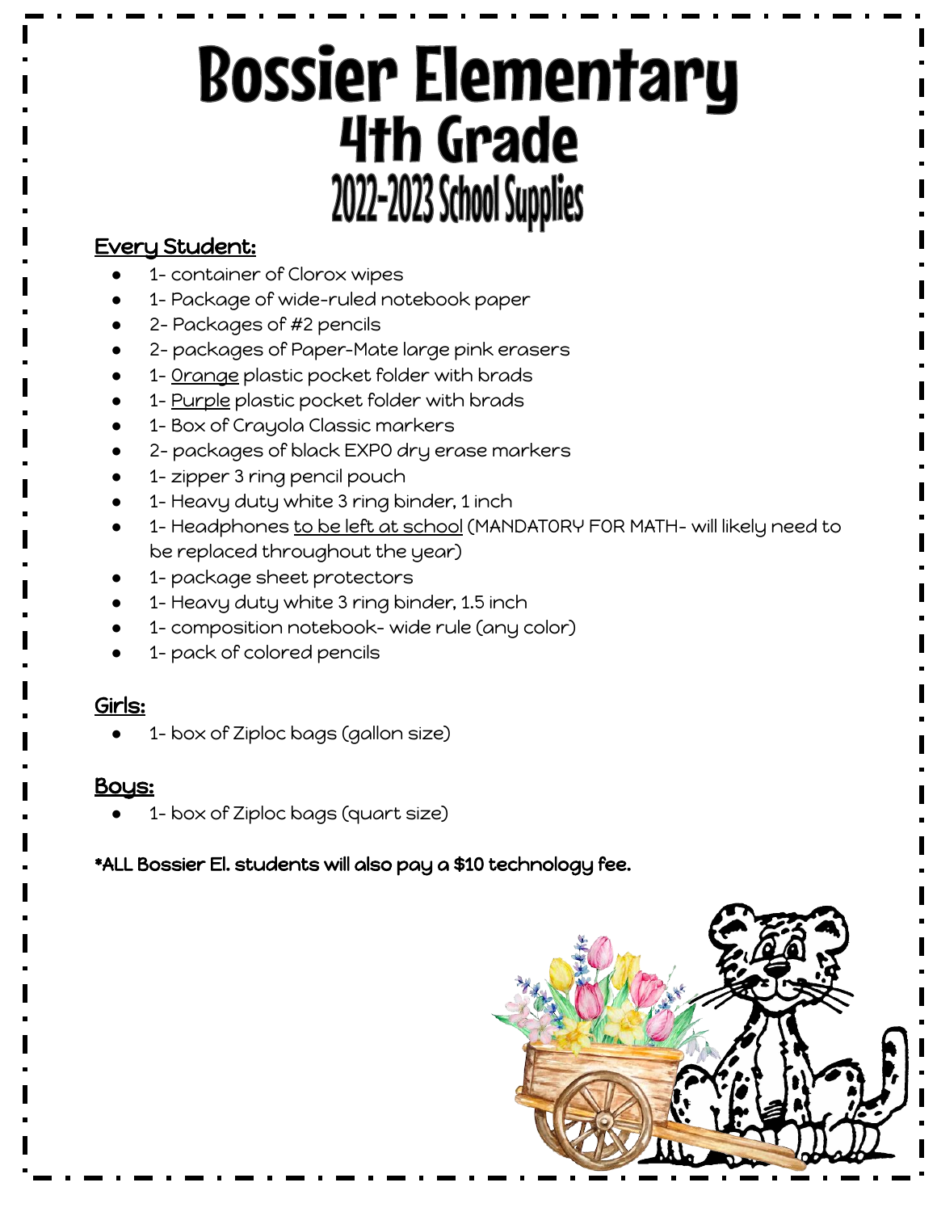# Bossier Elementary
# 4th Grade
## 2022-2023 School Supplies

**Every Student:**

- 1- container of Clorox wipes
- 1- Package of wide-ruled notebook paper
- 2- Packages of #2 pencils
- 2- packages of Paper-Mate large pink erasers
- 1- Orange plastic pocket folder with brads
- 1- Purple plastic pocket folder with brads
- 1- Box of Crayola Classic markers
- 2- packages of black EXPO dry erase markers
- 1- zipper 3 ring pencil pouch
- 1- Heavy duty white 3 ring binder, 1 inch
- 1- Headphones to be left at school (MANDATORY FOR MATH- will likely need to be replaced throughout the year)
- 1- package sheet protectors
- 1- Heavy duty white 3 ring binder, 1.5 inch
- 1- composition notebook- wide rule (any color)
- 1- pack of colored pencils

**Girls:**

- 1- box of Ziploc bags (gallon size)

**Boys:**

- 1- box of Ziploc bags (quart size)

**\*ALL Bossier El. students will also pay a $10 technology fee.**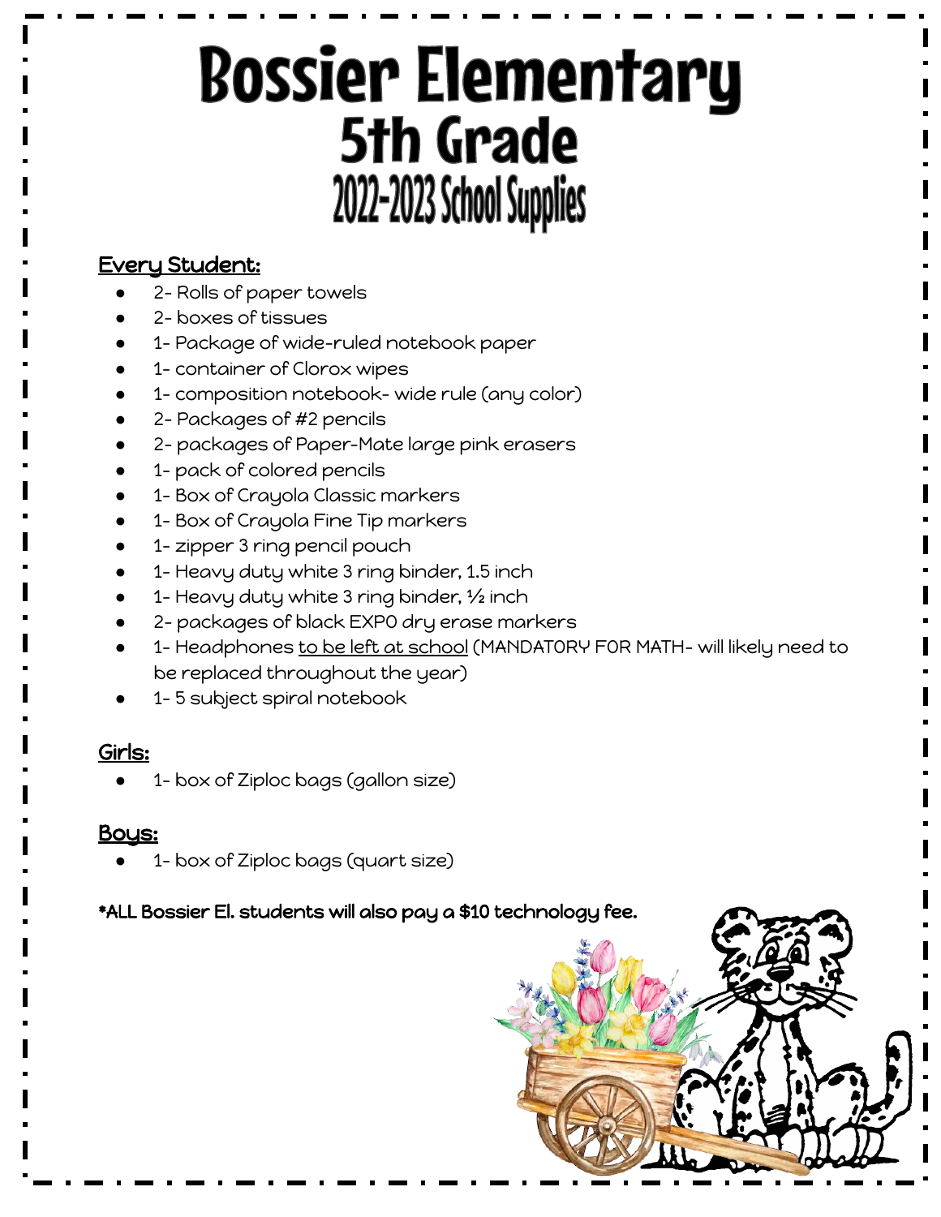# Bossier Elementary
## 5th Grade
### 2022-2023 School Supplies

**Every Student:**

- 2- Rolls of paper towels
- 2- boxes of tissues
- 1- Package of wide-ruled notebook paper
- 1- container of Clorox wipes
- 1- composition notebook- wide rule (any color)
- 2- Packages of #2 pencils
- 2- packages of Paper-Mate large pink erasers
- 1- pack of colored pencils
- 1- Box of Crayola Classic markers
- 1- Box of Crayola Fine Tip markers
- 1- zipper 3 ring pencil pouch
- 1- Heavy duty white 3 ring binder, 1.5 inch
- 1- Heavy duty white 3 ring binder, ½ inch
- 2- packages of black EXPO dry erase markers
- 1- Headphones to be left at school (MANDATORY FOR MATH- will likely need to be replaced throughout the year)
- 1- 5 subject spiral notebook

**Girls:**

- 1- box of Ziploc bags (gallon size)

**Boys:**

- 1- box of Ziploc bags (quart size)

***ALL Bossier El. students will also pay a $10 technology fee.**